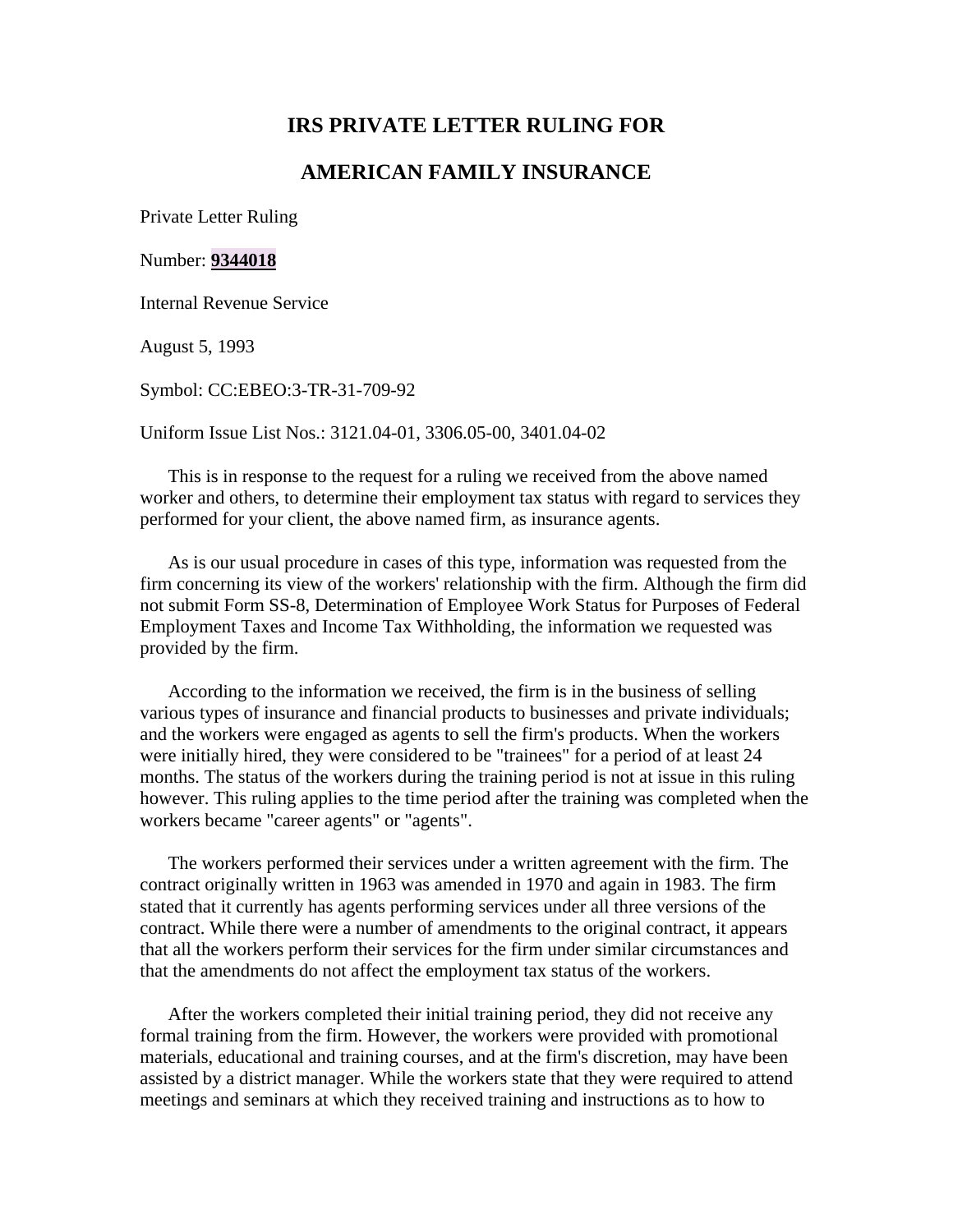# IRS PRIVATE LETTER RULING FOR

# AMERICAN FAMILY INSURANCE

Private Letter Ruling

Number: **9344018**

Internal Revenue Service

August 5, 1993

Symbol: CC:EBEO:3-TR-31-709-92

Uniform Issue List Nos.: 3121.04-01, 3306.05-00, 3401.04-02

This is in response to the request for a ruling we received from the above named worker and others, to determine their employment tax status with regard to services they performed for your client, the above named firm, as insurance agents.

As is our usual procedure in cases of this type, information was requested from the firm concerning its view of the workers' relationship with the firm. Although the firm did not submit Form SS-8, Determination of Employee Work Status for Purposes of Federal Employment Taxes and Income Tax Withholding, the information we requested was provided by the firm.

According to the information we received, the firm is in the business of selling various types of insurance and financial products to businesses and private individuals; and the workers were engaged as agents to sell the firm's products. When the workers were initially hired, they were considered to be "trainees" for a period of at least 24 months. The status of the workers during the training period is not at issue in this ruling however. This ruling applies to the time period after the training was completed when the workers became "career agents" or "agents".

The workers performed their services under a written agreement with the firm. The contract originally written in 1963 was amended in 1970 and again in 1983. The firm stated that it currently has agents performing services under all three versions of the contract. While there were a number of amendments to the original contract, it appears that all the workers perform their services for the firm under similar circumstances and that the amendments do not affect the employment tax status of the workers.

After the workers completed their initial training period, they did not receive any formal training from the firm. However, the workers were provided with promotional materials, educational and training courses, and at the firm's discretion, may have been assisted by a district manager. While the workers state that they were required to attend meetings and seminars at which they received training and instructions as to how to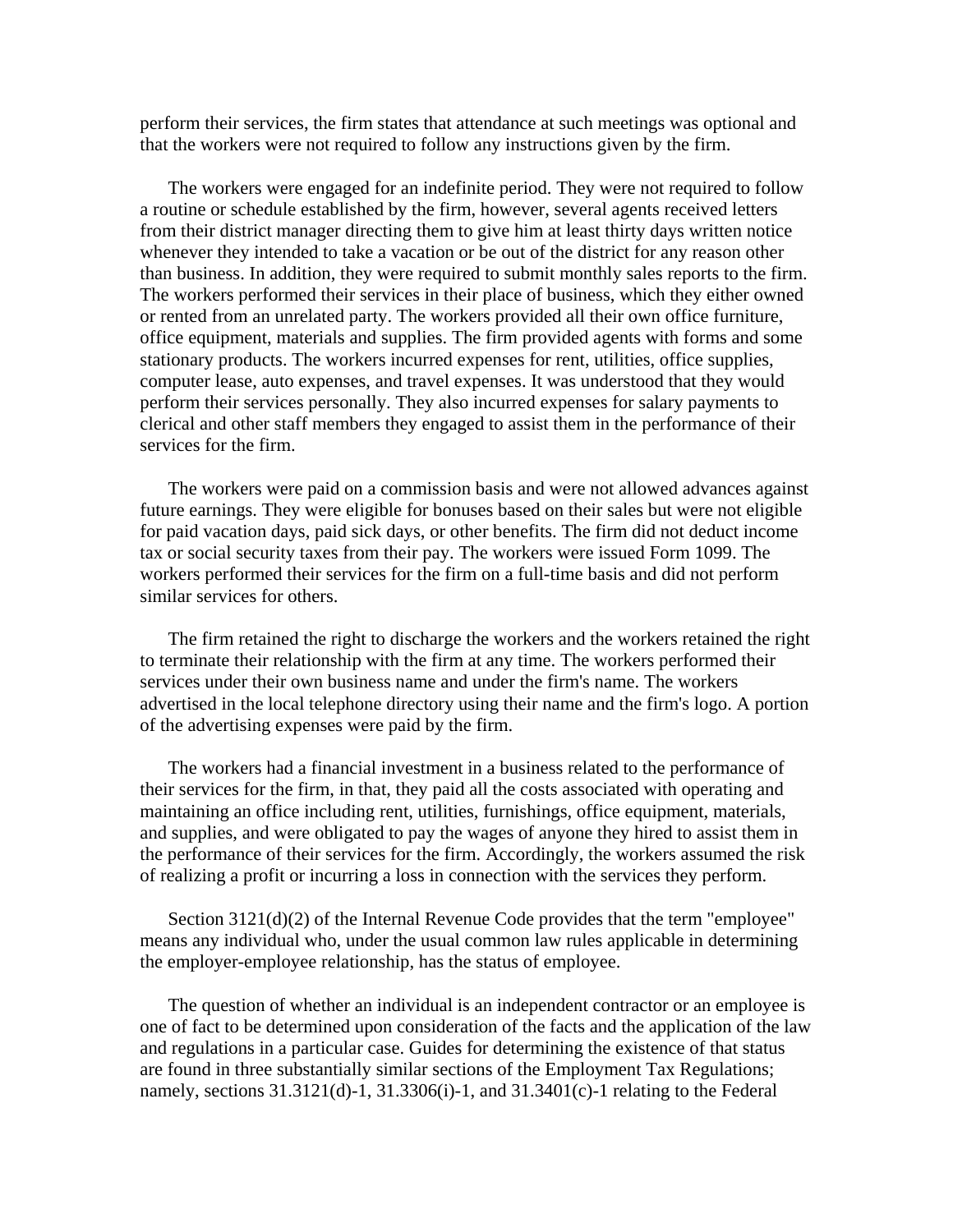perform their services, the firm states that attendance at such meetings was optional and that the workers were not required to follow any instructions given by the firm.

The workers were engaged for an indefinite period. They were not required to follow a routine or schedule established by the firm, however, several agents received letters from their district manager directing them to give him at least thirty days written notice whenever they intended to take a vacation or be out of the district for any reason other than business. In addition, they were required to submit monthly sales reports to the firm. The workers performed their services in their place of business, which they either owned or rented from an unrelated party. The workers provided all their own office furniture, office equipment, materials and supplies. The firm provided agents with forms and some stationary products. The workers incurred expenses for rent, utilities, office supplies, computer lease, auto expenses, and travel expenses. It was understood that they would perform their services personally. They also incurred expenses for salary payments to clerical and other staff members they engaged to assist them in the performance of their services for the firm.

The workers were paid on a commission basis and were not allowed advances against future earnings. They were eligible for bonuses based on their sales but were not eligible for paid vacation days, paid sick days, or other benefits. The firm did not deduct income tax or social security taxes from their pay. The workers were issued Form 1099. The workers performed their services for the firm on a full-time basis and did not perform similar services for others.

The firm retained the right to discharge the workers and the workers retained the right to terminate their relationship with the firm at any time. The workers performed their services under their own business name and under the firm's name. The workers advertised in the local telephone directory using their name and the firm's logo. A portion of the advertising expenses were paid by the firm.

The workers had a financial investment in a business related to the performance of their services for the firm, in that, they paid all the costs associated with operating and maintaining an office including rent, utilities, furnishings, office equipment, materials, and supplies, and were obligated to pay the wages of anyone they hired to assist them in the performance of their services for the firm. Accordingly, the workers assumed the risk of realizing a profit or incurring a loss in connection with the services they perform.

Section 3121(d)(2) of the Internal Revenue Code provides that the term "employee" means any individual who, under the usual common law rules applicable in determining the employer-employee relationship, has the status of employee.

The question of whether an individual is an independent contractor or an employee is one of fact to be determined upon consideration of the facts and the application of the law and regulations in a particular case. Guides for determining the existence of that status are found in three substantially similar sections of the Employment Tax Regulations; namely, sections 31.3121(d)-1, 31.3306(i)-1, and 31.3401(c)-1 relating to the Federal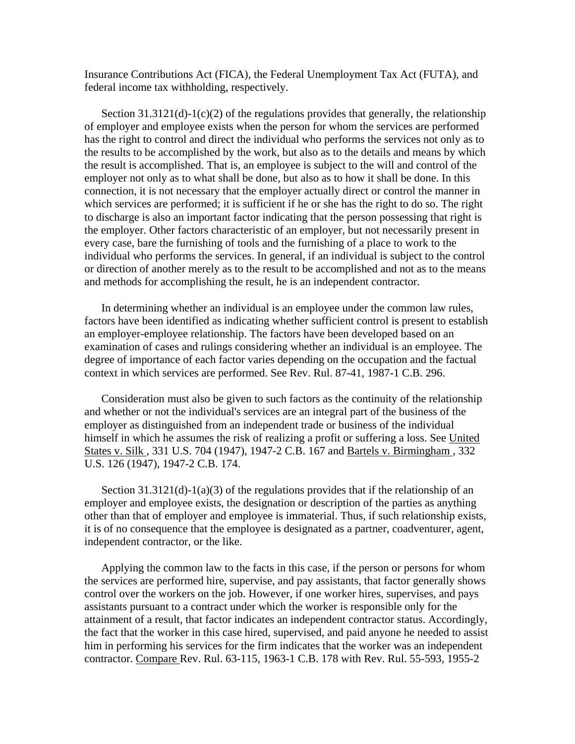Insurance Contributions Act (FICA), the Federal Unemployment Tax Act (FUTA), and federal income tax withholding, respectively.

Section 31.3121(d)-1(c)(2) of the regulations provides that generally, the relationship of employer and employee exists when the person for whom the services are performed has the right to control and direct the individual who performs the services not only as to the results to be accomplished by the work, but also as to the details and means by which the result is accomplished. That is, an employee is subject to the will and control of the employer not only as to what shall be done, but also as to how it shall be done. In this connection, it is not necessary that the employer actually direct or control the manner in which services are performed; it is sufficient if he or she has the right to do so. The right to discharge is also an important factor indicating that the person possessing that right is the employer. Other factors characteristic of an employer, but not necessarily present in every case, bare the furnishing of tools and the furnishing of a place to work to the individual who performs the services. In general, if an individual is subject to the control or direction of another merely as to the result to be accomplished and not as to the means and methods for accomplishing the result, he is an independent contractor.

In determining whether an individual is an employee under the common law rules, factors have been identified as indicating whether sufficient control is present to establish an employer-employee relationship. The factors have been developed based on an examination of cases and rulings considering whether an individual is an employee. The degree of importance of each factor varies depending on the occupation and the factual context in which services are performed. See Rev. Rul. 87-41, 1987-1 C.B. 296.

Consideration must also be given to such factors as the continuity of the relationship and whether or not the individual's services are an integral part of the business of the employer as distinguished from an independent trade or business of the individual himself in which he assumes the risk of realizing a profit or suffering a loss. See United States v. Silk , 331 U.S. 704 (1947), 1947-2 C.B. 167 and Bartels v. Birmingham , 332 U.S. 126 (1947), 1947-2 C.B. 174.

Section 31.3121(d)-1(a)(3) of the regulations provides that if the relationship of an employer and employee exists, the designation or description of the parties as anything other than that of employer and employee is immaterial. Thus, if such relationship exists, it is of no consequence that the employee is designated as a partner, coadventurer, agent, independent contractor, or the like.

Applying the common law to the facts in this case, if the person or persons for whom the services are performed hire, supervise, and pay assistants, that factor generally shows control over the workers on the job. However, if one worker hires, supervises, and pays assistants pursuant to a contract under which the worker is responsible only for the attainment of a result, that factor indicates an independent contractor status. Accordingly, the fact that the worker in this case hired, supervised, and paid anyone he needed to assist him in performing his services for the firm indicates that the worker was an independent contractor. Compare Rev. Rul. 63-115, 1963-1 C.B. 178 with Rev. Rul. 55-593, 1955-2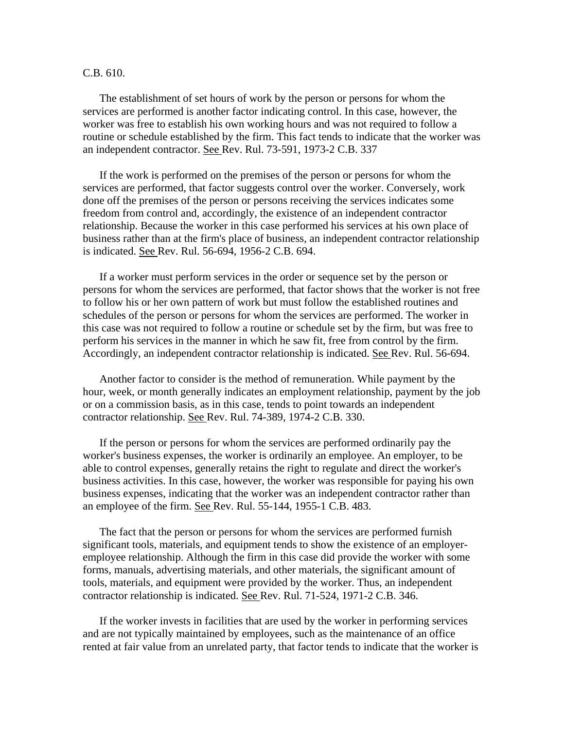C.B. 610.

The establishment of set hours of work by the person or persons for whom the services are performed is another factor indicating control. In this case, however, the worker was free to establish his own working hours and was not required to follow a routine or schedule established by the firm. This fact tends to indicate that the worker was an independent contractor. <u>See</u> Rev. Rul. 73-591, 1973-2 C.B. 337

If the work is performed on the premises of the person or persons for whom the services are performed, that factor suggests control over the worker. Conversely, work done off the premises of the person or persons receiving the services indicates some freedom from control and, accordingly, the existence of an independent contractor relationship. Because the worker in this case performed his services at his own place of business rather than at the firm's place of business, an independent contractor relationship is indicated. <u>See</u> Rev. Rul. 56-694, 1956-2 C.B. 694.

If a worker must perform services in the order or sequence set by the person or persons for whom the services are performed, that factor shows that the worker is not free to follow his or her own pattern of work but must follow the established routines and schedules of the person or persons for whom the services are performed. The worker in this case was not required to follow a routine or schedule set by the firm, but was free to perform his services in the manner in which he saw fit, free from control by the firm. Accordingly, an independent contractor relationship is indicated. <u>See</u> Rev. Rul. 56-694.

Another factor to consider is the method of remuneration. While payment by the hour, week, or month generally indicates an employment relationship, payment by the job or on a commission basis, as in this case, tends to point towards an independent contractor relationship. <u>See</u> Rev. Rul. 74-389, 1974-2 C.B. 330.

If the person or persons for whom the services are performed ordinarily pay the worker's business expenses, the worker is ordinarily an employee. An employer, to be able to control expenses, generally retains the right to regulate and direct the worker's business activities. In this case, however, the worker was responsible for paying his own business expenses, indicating that the worker was an independent contractor rather than an employee of the firm. <u>See</u> Rev. Rul. 55-144, 1955-1 C.B. 483.

The fact that the person or persons for whom the services are performed furnish significant tools, materials, and equipment tends to show the existence of an employer-employee relationship. Although the firm in this case did provide the worker with some forms, manuals, advertising materials, and other materials, the significant amount of tools, materials, and equipment were provided by the worker. Thus, an independent contractor relationship is indicated. <u>See</u> Rev. Rul. 71-524, 1971-2 C.B. 346.

If the worker invests in facilities that are used by the worker in performing services and are not typically maintained by employees, such as the maintenance of an office rented at fair value from an unrelated party, that factor tends to indicate that the worker is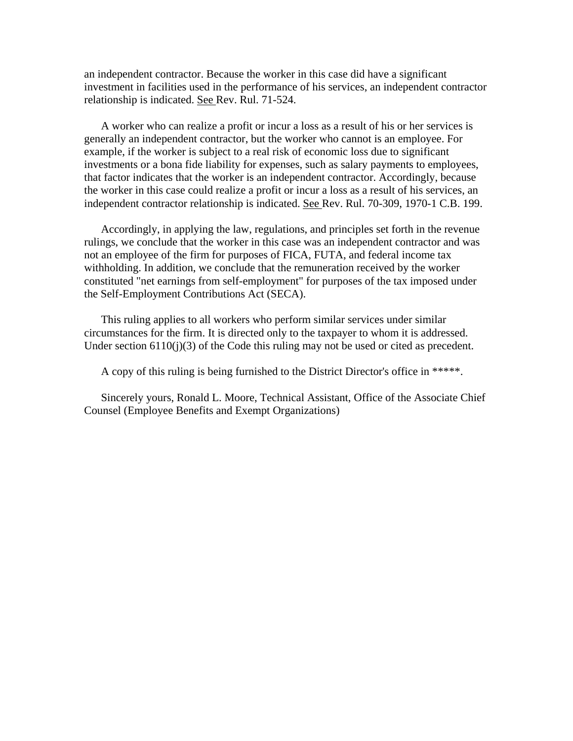an independent contractor. Because the worker in this case did have a significant investment in facilities used in the performance of his services, an independent contractor relationship is indicated. See Rev. Rul. 71-524.

A worker who can realize a profit or incur a loss as a result of his or her services is generally an independent contractor, but the worker who cannot is an employee. For example, if the worker is subject to a real risk of economic loss due to significant investments or a bona fide liability for expenses, such as salary payments to employees, that factor indicates that the worker is an independent contractor. Accordingly, because the worker in this case could realize a profit or incur a loss as a result of his services, an independent contractor relationship is indicated. See Rev. Rul. 70-309, 1970-1 C.B. 199.

Accordingly, in applying the law, regulations, and principles set forth in the revenue rulings, we conclude that the worker in this case was an independent contractor and was not an employee of the firm for purposes of FICA, FUTA, and federal income tax withholding. In addition, we conclude that the remuneration received by the worker constituted "net earnings from self-employment" for purposes of the tax imposed under the Self-Employment Contributions Act (SECA).

This ruling applies to all workers who perform similar services under similar circumstances for the firm. It is directed only to the taxpayer to whom it is addressed. Under section 6110(j)(3) of the Code this ruling may not be used or cited as precedent.

A copy of this ruling is being furnished to the District Director's office in *****.

Sincerely yours, Ronald L. Moore, Technical Assistant, Office of the Associate Chief Counsel (Employee Benefits and Exempt Organizations)